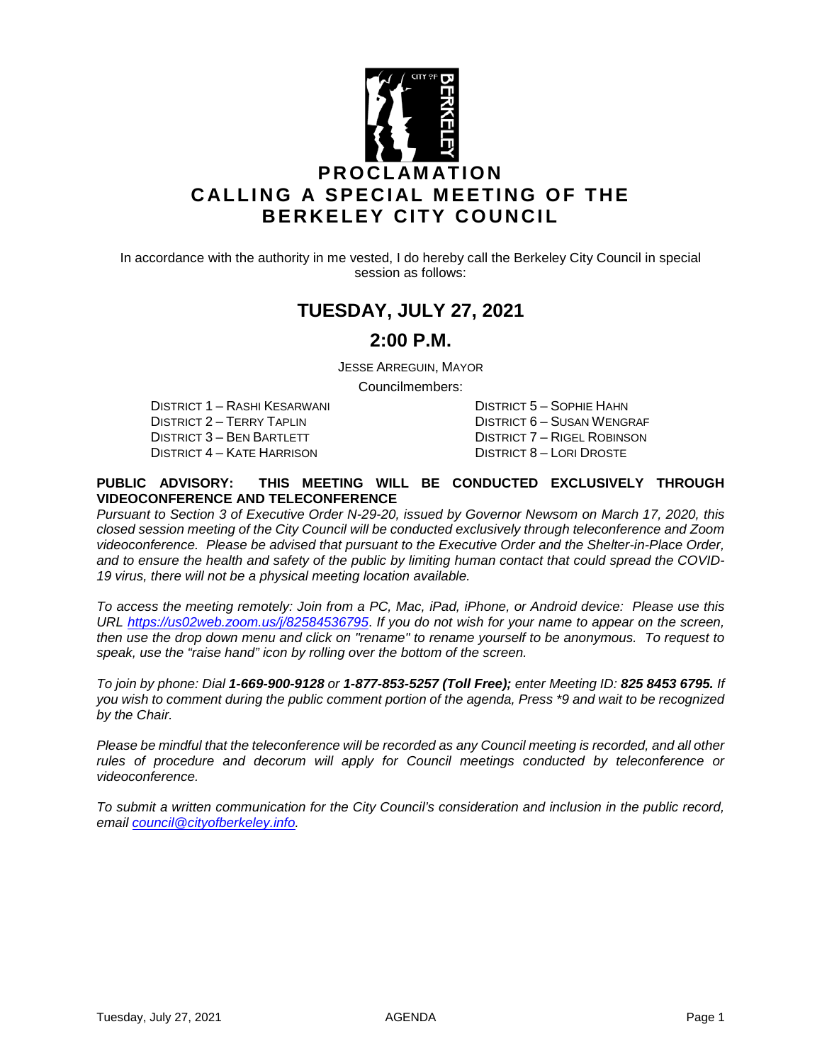# PROCLAMATION CALLING A SPECIAL MEETING OF THE BERKELEY CITY COUNCIL

In accordance with the authority in me vested, I do hereby call the Berkeley City Council in special session as follows:

## TUESDAY, JULY 27, 2021

## 2:00 P.M.

JESSE ARREGUIN, MAYOR

Councilmembers:

DISTRICT 1 – RASHI KESARWANI
DISTRICT 2 – TERRY TAPLIN
DISTRICT 3 – BEN BARTLETT
DISTRICT 4 – KATE HARRISON
DISTRICT 5 – SOPHIE HAHN
DISTRICT 6 – SUSAN WENGRAF
DISTRICT 7 – RIGEL ROBINSON
DISTRICT 8 – LORI DROSTE

**PUBLIC ADVISORY: THIS MEETING WILL BE CONDUCTED EXCLUSIVELY THROUGH VIDEOCONFERENCE AND TELECONFERENCE**

*Pursuant to Section 3 of Executive Order N-29-20, issued by Governor Newsom on March 17, 2020, this closed session meeting of the City Council will be conducted exclusively through teleconference and Zoom videoconference. Please be advised that pursuant to the Executive Order and the Shelter-in-Place Order, and to ensure the health and safety of the public by limiting human contact that could spread the COVID-19 virus, there will not be a physical meeting location available.*

*To access the meeting remotely: Join from a PC, Mac, iPad, iPhone, or Android device: Please use this URL https://us02web.zoom.us/j/82584536795. If you do not wish for your name to appear on the screen, then use the drop down menu and click on "rename" to rename yourself to be anonymous. To request to speak, use the "raise hand" icon by rolling over the bottom of the screen.*

*To join by phone: Dial **1-669-900-9128** or **1-877-853-5257 (Toll Free);** enter Meeting ID: **825 8453 6795.** If you wish to comment during the public comment portion of the agenda, Press \*9 and wait to be recognized by the Chair.*

*Please be mindful that the teleconference will be recorded as any Council meeting is recorded, and all other rules of procedure and decorum will apply for Council meetings conducted by teleconference or videoconference.*

*To submit a written communication for the City Council's consideration and inclusion in the public record, email council@cityofberkeley.info.*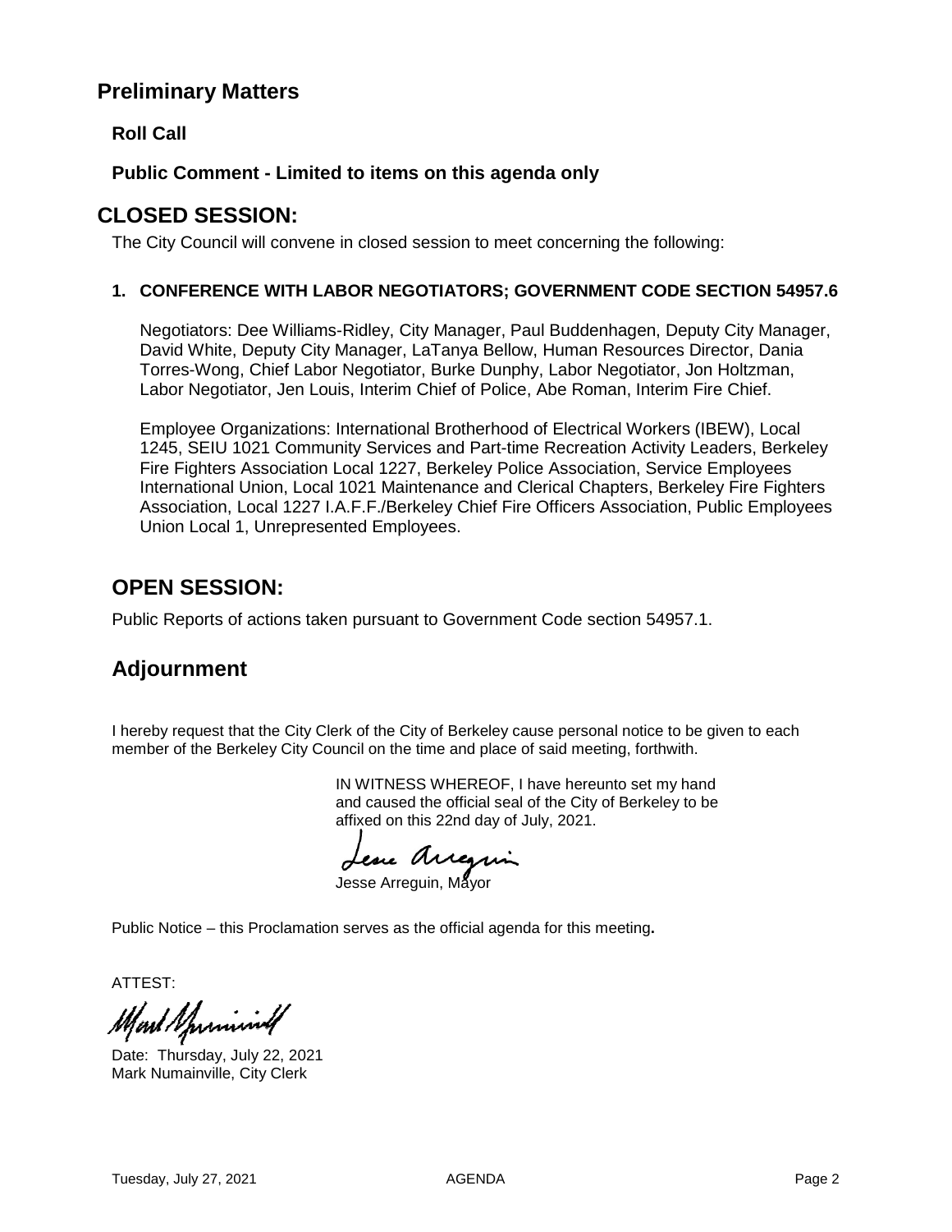## Preliminary Matters

### Roll Call

### Public Comment - Limited to items on this agenda only

## CLOSED SESSION:

The City Council will convene in closed session to meet concerning the following:

**1. CONFERENCE WITH LABOR NEGOTIATORS; GOVERNMENT CODE SECTION 54957.6**

Negotiators: Dee Williams-Ridley, City Manager, Paul Buddenhagen, Deputy City Manager, David White, Deputy City Manager, LaTanya Bellow, Human Resources Director, Dania Torres-Wong, Chief Labor Negotiator, Burke Dunphy, Labor Negotiator, Jon Holtzman, Labor Negotiator, Jen Louis, Interim Chief of Police, Abe Roman, Interim Fire Chief.

Employee Organizations: International Brotherhood of Electrical Workers (IBEW), Local 1245, SEIU 1021 Community Services and Part-time Recreation Activity Leaders, Berkeley Fire Fighters Association Local 1227, Berkeley Police Association, Service Employees International Union, Local 1021 Maintenance and Clerical Chapters, Berkeley Fire Fighters Association, Local 1227 I.A.F.F./Berkeley Chief Fire Officers Association, Public Employees Union Local 1, Unrepresented Employees.

## OPEN SESSION:

Public Reports of actions taken pursuant to Government Code section 54957.1.

## Adjournment

I hereby request that the City Clerk of the City of Berkeley cause personal notice to be given to each member of the Berkeley City Council on the time and place of said meeting, forthwith.

IN WITNESS WHEREOF, I have hereunto set my hand and caused the official seal of the City of Berkeley to be affixed on this 22nd day of July, 2021.

Jesse Arreguin, Mayor

Public Notice – this Proclamation serves as the official agenda for this meeting**.**

ATTEST:

Date: Thursday, July 22, 2021
Mark Numainville, City Clerk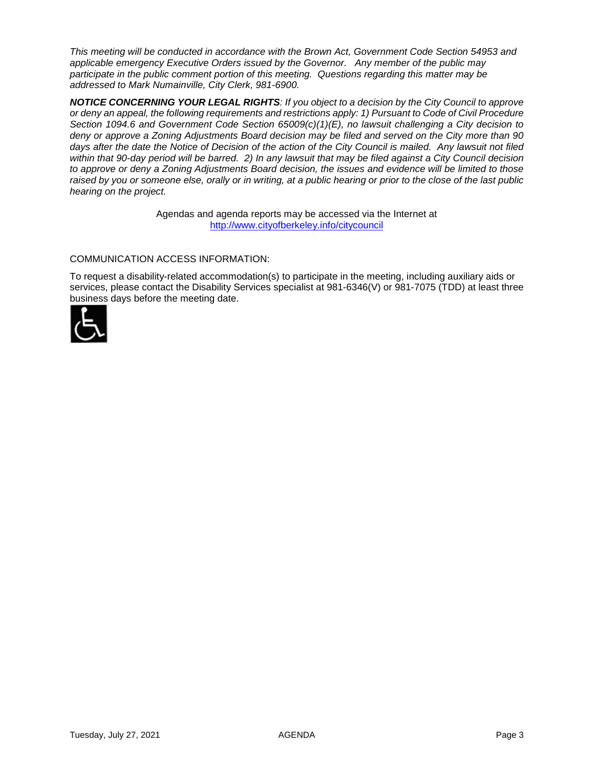*This meeting will be conducted in accordance with the Brown Act, Government Code Section 54953 and applicable emergency Executive Orders issued by the Governor. Any member of the public may participate in the public comment portion of this meeting. Questions regarding this matter may be addressed to Mark Numainville, City Clerk, 981-6900.*

***NOTICE CONCERNING YOUR LEGAL RIGHTS**: If you object to a decision by the City Council to approve or deny an appeal, the following requirements and restrictions apply: 1) Pursuant to Code of Civil Procedure Section 1094.6 and Government Code Section 65009(c)(1)(E), no lawsuit challenging a City decision to deny or approve a Zoning Adjustments Board decision may be filed and served on the City more than 90 days after the date the Notice of Decision of the action of the City Council is mailed. Any lawsuit not filed within that 90-day period will be barred. 2) In any lawsuit that may be filed against a City Council decision to approve or deny a Zoning Adjustments Board decision, the issues and evidence will be limited to those raised by you or someone else, orally or in writing, at a public hearing or prior to the close of the last public hearing on the project.*

Agendas and agenda reports may be accessed via the Internet at
http://www.cityofberkeley.info/citycouncil

COMMUNICATION ACCESS INFORMATION:

To request a disability-related accommodation(s) to participate in the meeting, including auxiliary aids or services, please contact the Disability Services specialist at 981-6346(V) or 981-7075 (TDD) at least three business days before the meeting date.